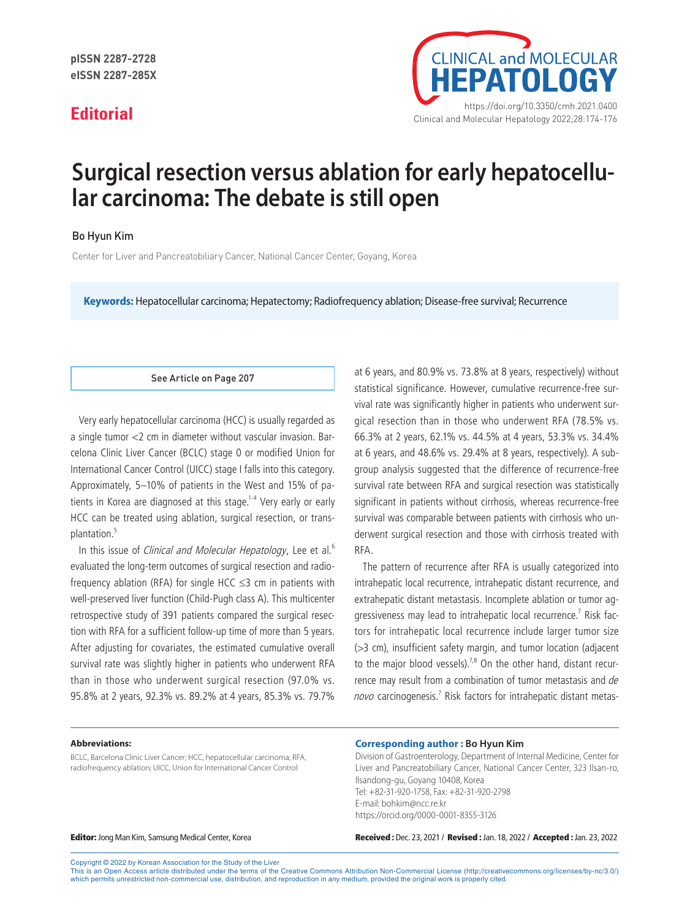pISSN 2287-2728
eISSN 2287-285X

## Editorial

# Surgical resection versus ablation for early hepatocellular carcinoma: The debate is still open

Bo Hyun Kim

Center for Liver and Pancreatobiliary Cancer, National Cancer Center, Goyang, Korea

**Keywords:** Hepatocellular carcinoma; Hepatectomy; Radiofrequency ablation; Disease-free survival; Recurrence

See Article on Page 207

Very early hepatocellular carcinoma (HCC) is usually regarded as a single tumor <2 cm in diameter without vascular invasion. Barcelona Clinic Liver Cancer (BCLC) stage 0 or modified Union for International Cancer Control (UICC) stage I falls into this category. Approximately, 5–10% of patients in the West and 15% of patients in Korea are diagnosed at this stage.[1-4] Very early or early HCC can be treated using ablation, surgical resection, or transplantation.[5]

In this issue of *Clinical and Molecular Hepatology*, Lee et al.[6] evaluated the long-term outcomes of surgical resection and radiofrequency ablation (RFA) for single HCC ≤3 cm in patients with well-preserved liver function (Child-Pugh class A). This multicenter retrospective study of 391 patients compared the surgical resection with RFA for a sufficient follow-up time of more than 5 years. After adjusting for covariates, the estimated cumulative overall survival rate was slightly higher in patients who underwent RFA than in those who underwent surgical resection (97.0% vs. 95.8% at 2 years, 92.3% vs. 89.2% at 4 years, 85.3% vs. 79.7% at 6 years, and 80.9% vs. 73.8% at 8 years, respectively) without statistical significance. However, cumulative recurrence-free survival rate was significantly higher in patients who underwent surgical resection than in those who underwent RFA (78.5% vs. 66.3% at 2 years, 62.1% vs. 44.5% at 4 years, 53.3% vs. 34.4% at 6 years, and 48.6% vs. 29.4% at 8 years, respectively). A subgroup analysis suggested that the difference of recurrence-free survival rate between RFA and surgical resection was statistically significant in patients without cirrhosis, whereas recurrence-free survival was comparable between patients with cirrhosis who underwent surgical resection and those with cirrhosis treated with RFA.

The pattern of recurrence after RFA is usually categorized into intrahepatic local recurrence, intrahepatic distant recurrence, and extrahepatic distant metastasis. Incomplete ablation or tumor aggressiveness may lead to intrahepatic local recurrence.[7] Risk factors for intrahepatic local recurrence include larger tumor size (>3 cm), insufficient safety margin, and tumor location (adjacent to the major blood vessels).[7,8] On the other hand, distant recurrence may result from a combination of tumor metastasis and *de novo* carcinogenesis.[7] Risk factors for intrahepatic distant metas-

**Abbreviations:**

BCLC, Barcelona Clinic Liver Cancer; HCC, hepatocellular carcinoma; RFA, radiofrequency ablation; UICC, Union for International Cancer Control

**Corresponding author : Bo Hyun Kim**

Division of Gastroenterology, Department of Internal Medicine, Center for Liver and Pancreatobiliary Cancer, National Cancer Center, 323 Ilsan-ro, Ilsandong-gu, Goyang 10408, Korea
Tel: +82-31-920-1758, Fax: +82-31-920-2798
E-mail: bohkim@ncc.re.kr
https://orcid.org/0000-0001-8355-3126

**Editor:** Jong Man Kim, Samsung Medical Center, Korea

**Received :** Dec. 23, 2021 / **Revised :** Jan. 18, 2022 / **Accepted :** Jan. 23, 2022

Copyright © 2022 by Korean Association for the Study of the Liver
This is an Open Access article distributed under the terms of the Creative Commons Attribution Non-Commercial License (http://creativecommons.org/licenses/by-nc/3.0/) which permits unrestricted non-commercial use, distribution, and reproduction in any medium, provided the original work is properly cited.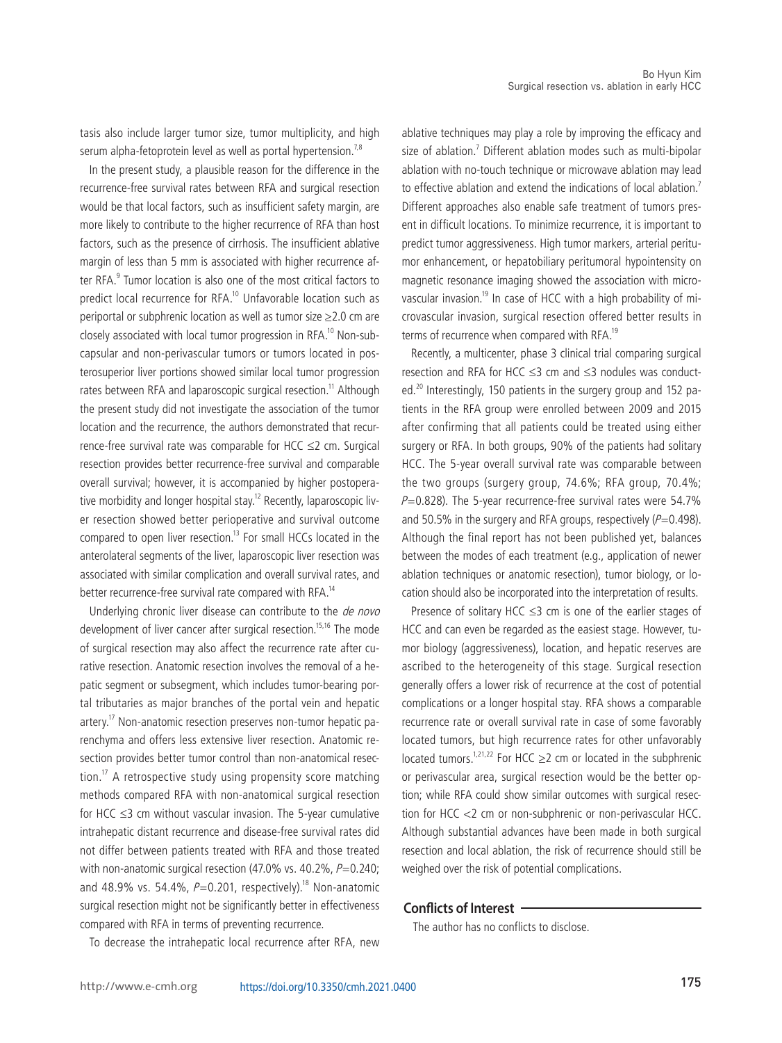tasis also include larger tumor size, tumor multiplicity, and high serum alpha-fetoprotein level as well as portal hypertension.[7,8]

In the present study, a plausible reason for the difference in the recurrence-free survival rates between RFA and surgical resection would be that local factors, such as insufficient safety margin, are more likely to contribute to the higher recurrence of RFA than host factors, such as the presence of cirrhosis. The insufficient ablative margin of less than 5 mm is associated with higher recurrence after RFA.[9] Tumor location is also one of the most critical factors to predict local recurrence for RFA.[10] Unfavorable location such as periportal or subphrenic location as well as tumor size ≥2.0 cm are closely associated with local tumor progression in RFA.[10] Non-subcapsular and non-perivascular tumors or tumors located in posterosuperior liver portions showed similar local tumor progression rates between RFA and laparoscopic surgical resection.[11] Although the present study did not investigate the association of the tumor location and the recurrence, the authors demonstrated that recurrence-free survival rate was comparable for HCC ≤2 cm. Surgical resection provides better recurrence-free survival and comparable overall survival; however, it is accompanied by higher postoperative morbidity and longer hospital stay.[12] Recently, laparoscopic liver resection showed better perioperative and survival outcome compared to open liver resection.[13] For small HCCs located in the anterolateral segments of the liver, laparoscopic liver resection was associated with similar complication and overall survival rates, and better recurrence-free survival rate compared with RFA.[14]

Underlying chronic liver disease can contribute to the *de novo* development of liver cancer after surgical resection.[15,16] The mode of surgical resection may also affect the recurrence rate after curative resection. Anatomic resection involves the removal of a hepatic segment or subsegment, which includes tumor-bearing portal tributaries as major branches of the portal vein and hepatic artery.[17] Non-anatomic resection preserves non-tumor hepatic parenchyma and offers less extensive liver resection. Anatomic resection provides better tumor control than non-anatomical resection.[17] A retrospective study using propensity score matching methods compared RFA with non-anatomical surgical resection for HCC ≤3 cm without vascular invasion. The 5-year cumulative intrahepatic distant recurrence and disease-free survival rates did not differ between patients treated with RFA and those treated with non-anatomic surgical resection (47.0% vs. 40.2%, $P$=0.240; and 48.9% vs. 54.4%, $P$=0.201, respectively).[18] Non-anatomic surgical resection might not be significantly better in effectiveness compared with RFA in terms of preventing recurrence.

To decrease the intrahepatic local recurrence after RFA, new ablative techniques may play a role by improving the efficacy and size of ablation.[7] Different ablation modes such as multi-bipolar ablation with no-touch technique or microwave ablation may lead to effective ablation and extend the indications of local ablation.[7] Different approaches also enable safe treatment of tumors present in difficult locations. To minimize recurrence, it is important to predict tumor aggressiveness. High tumor markers, arterial peritumor enhancement, or hepatobiliary peritumoral hypointensity on magnetic resonance imaging showed the association with microvascular invasion.[19] In case of HCC with a high probability of microvascular invasion, surgical resection offered better results in terms of recurrence when compared with RFA.[19]

Recently, a multicenter, phase 3 clinical trial comparing surgical resection and RFA for HCC ≤3 cm and ≤3 nodules was conducted.[20] Interestingly, 150 patients in the surgery group and 152 patients in the RFA group were enrolled between 2009 and 2015 after confirming that all patients could be treated using either surgery or RFA. In both groups, 90% of the patients had solitary HCC. The 5-year overall survival rate was comparable between the two groups (surgery group, 74.6%; RFA group, 70.4%; $P$=0.828). The 5-year recurrence-free survival rates were 54.7% and 50.5% in the surgery and RFA groups, respectively ($P$=0.498). Although the final report has not been published yet, balances between the modes of each treatment (e.g., application of newer ablation techniques or anatomic resection), tumor biology, or location should also be incorporated into the interpretation of results.

Presence of solitary HCC ≤3 cm is one of the earlier stages of HCC and can even be regarded as the easiest stage. However, tumor biology (aggressiveness), location, and hepatic reserves are ascribed to the heterogeneity of this stage. Surgical resection generally offers a lower risk of recurrence at the cost of potential complications or a longer hospital stay. RFA shows a comparable recurrence rate or overall survival rate in case of some favorably located tumors, but high recurrence rates for other unfavorably located tumors.[1,21,22] For HCC ≥2 cm or located in the subphrenic or perivascular area, surgical resection would be the better option; while RFA could show similar outcomes with surgical resection for HCC <2 cm or non-subphrenic or non-perivascular HCC. Although substantial advances have been made in both surgical resection and local ablation, the risk of recurrence should still be weighed over the risk of potential complications.

## Conflicts of Interest

The author has no conflicts to disclose.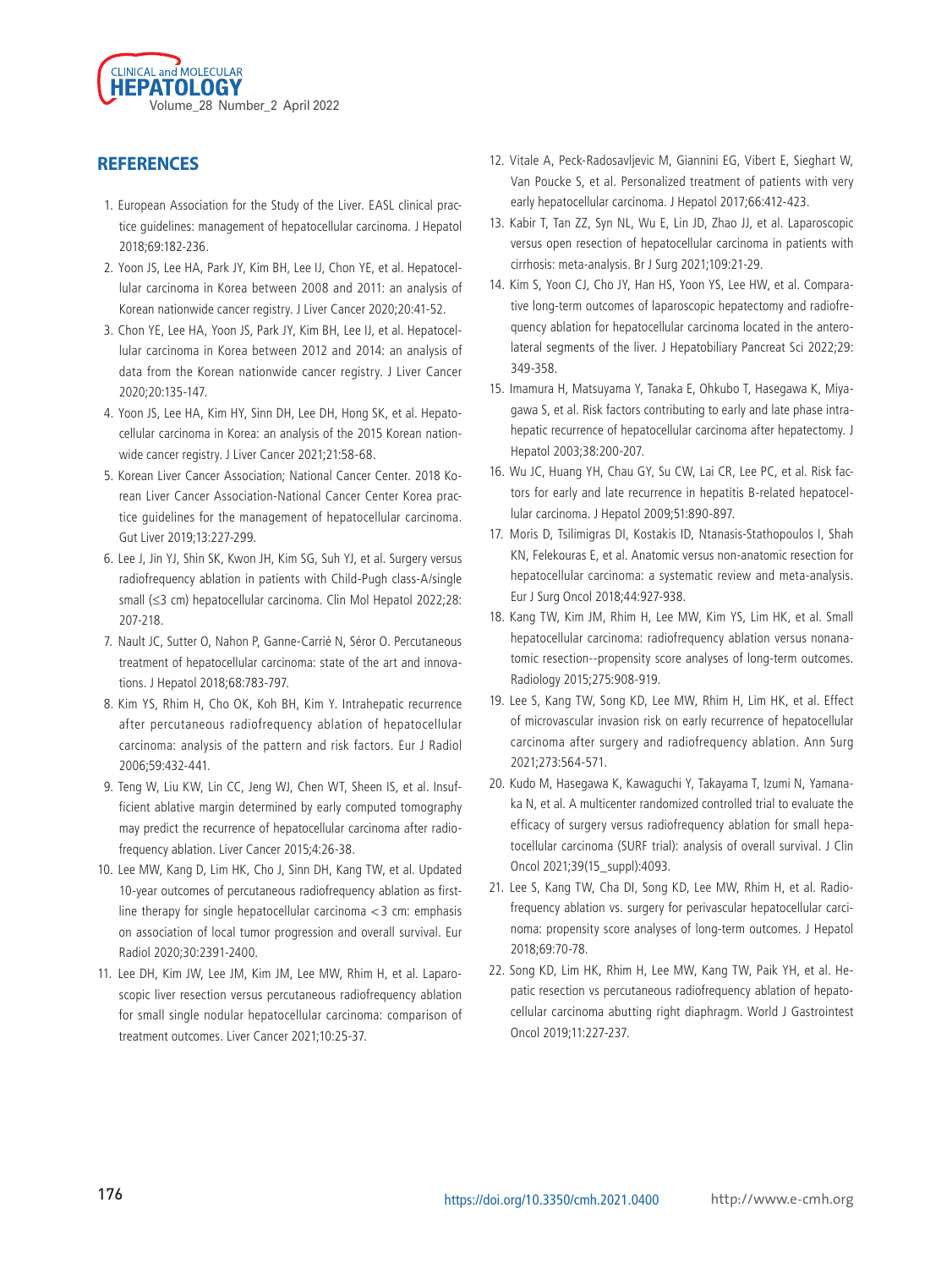## REFERENCES

1. European Association for the Study of the Liver. EASL clinical practice guidelines: management of hepatocellular carcinoma. J Hepatol 2018;69:182-236.
2. Yoon JS, Lee HA, Park JY, Kim BH, Lee IJ, Chon YE, et al. Hepatocellular carcinoma in Korea between 2008 and 2011: an analysis of Korean nationwide cancer registry. J Liver Cancer 2020;20:41-52.
3. Chon YE, Lee HA, Yoon JS, Park JY, Kim BH, Lee IJ, et al. Hepatocellular carcinoma in Korea between 2012 and 2014: an analysis of data from the Korean nationwide cancer registry. J Liver Cancer 2020;20:135-147.
4. Yoon JS, Lee HA, Kim HY, Sinn DH, Lee DH, Hong SK, et al. Hepatocellular carcinoma in Korea: an analysis of the 2015 Korean nationwide cancer registry. J Liver Cancer 2021;21:58-68.
5. Korean Liver Cancer Association; National Cancer Center. 2018 Korean Liver Cancer Association-National Cancer Center Korea practice guidelines for the management of hepatocellular carcinoma. Gut Liver 2019;13:227-299.
6. Lee J, Jin YJ, Shin SK, Kwon JH, Kim SG, Suh YJ, et al. Surgery versus radiofrequency ablation in patients with Child-Pugh class-A/single small (≤3 cm) hepatocellular carcinoma. Clin Mol Hepatol 2022;28: 207-218.
7. Nault JC, Sutter O, Nahon P, Ganne-Carrié N, Séror O. Percutaneous treatment of hepatocellular carcinoma: state of the art and innovations. J Hepatol 2018;68:783-797.
8. Kim YS, Rhim H, Cho OK, Koh BH, Kim Y. Intrahepatic recurrence after percutaneous radiofrequency ablation of hepatocellular carcinoma: analysis of the pattern and risk factors. Eur J Radiol 2006;59:432-441.
9. Teng W, Liu KW, Lin CC, Jeng WJ, Chen WT, Sheen IS, et al. Insufficient ablative margin determined by early computed tomography may predict the recurrence of hepatocellular carcinoma after radiofrequency ablation. Liver Cancer 2015;4:26-38.
10. Lee MW, Kang D, Lim HK, Cho J, Sinn DH, Kang TW, et al. Updated 10-year outcomes of percutaneous radiofrequency ablation as first-line therapy for single hepatocellular carcinoma <3 cm: emphasis on association of local tumor progression and overall survival. Eur Radiol 2020;30:2391-2400.
11. Lee DH, Kim JW, Lee JM, Kim JM, Lee MW, Rhim H, et al. Laparoscopic liver resection versus percutaneous radiofrequency ablation for small single nodular hepatocellular carcinoma: comparison of treatment outcomes. Liver Cancer 2021;10:25-37.
12. Vitale A, Peck-Radosavljevic M, Giannini EG, Vibert E, Sieghart W, Van Poucke S, et al. Personalized treatment of patients with very early hepatocellular carcinoma. J Hepatol 2017;66:412-423.
13. Kabir T, Tan ZZ, Syn NL, Wu E, Lin JD, Zhao JJ, et al. Laparoscopic versus open resection of hepatocellular carcinoma in patients with cirrhosis: meta-analysis. Br J Surg 2021;109:21-29.
14. Kim S, Yoon CJ, Cho JY, Han HS, Yoon YS, Lee HW, et al. Comparative long-term outcomes of laparoscopic hepatectomy and radiofrequency ablation for hepatocellular carcinoma located in the anterolateral segments of the liver. J Hepatobiliary Pancreat Sci 2022;29: 349-358.
15. Imamura H, Matsuyama Y, Tanaka E, Ohkubo T, Hasegawa K, Miyagawa S, et al. Risk factors contributing to early and late phase intrahepatic recurrence of hepatocellular carcinoma after hepatectomy. J Hepatol 2003;38:200-207.
16. Wu JC, Huang YH, Chau GY, Su CW, Lai CR, Lee PC, et al. Risk factors for early and late recurrence in hepatitis B-related hepatocellular carcinoma. J Hepatol 2009;51:890-897.
17. Moris D, Tsilimigras DI, Kostakis ID, Ntanasis-Stathopoulos I, Shah KN, Felekouras E, et al. Anatomic versus non-anatomic resection for hepatocellular carcinoma: a systematic review and meta-analysis. Eur J Surg Oncol 2018;44:927-938.
18. Kang TW, Kim JM, Rhim H, Lee MW, Kim YS, Lim HK, et al. Small hepatocellular carcinoma: radiofrequency ablation versus nonanatomic resection--propensity score analyses of long-term outcomes. Radiology 2015;275:908-919.
19. Lee S, Kang TW, Song KD, Lee MW, Rhim H, Lim HK, et al. Effect of microvascular invasion risk on early recurrence of hepatocellular carcinoma after surgery and radiofrequency ablation. Ann Surg 2021;273:564-571.
20. Kudo M, Hasegawa K, Kawaguchi Y, Takayama T, Izumi N, Yamanaka N, et al. A multicenter randomized controlled trial to evaluate the efficacy of surgery versus radiofrequency ablation for small hepatocellular carcinoma (SURF trial): analysis of overall survival. J Clin Oncol 2021;39(15_suppl):4093.
21. Lee S, Kang TW, Cha DI, Song KD, Lee MW, Rhim H, et al. Radiofrequency ablation vs. surgery for perivascular hepatocellular carcinoma: propensity score analyses of long-term outcomes. J Hepatol 2018;69:70-78.
22. Song KD, Lim HK, Rhim H, Lee MW, Kang TW, Paik YH, et al. Hepatic resection vs percutaneous radiofrequency ablation of hepatocellular carcinoma abutting right diaphragm. World J Gastrointest Oncol 2019;11:227-237.